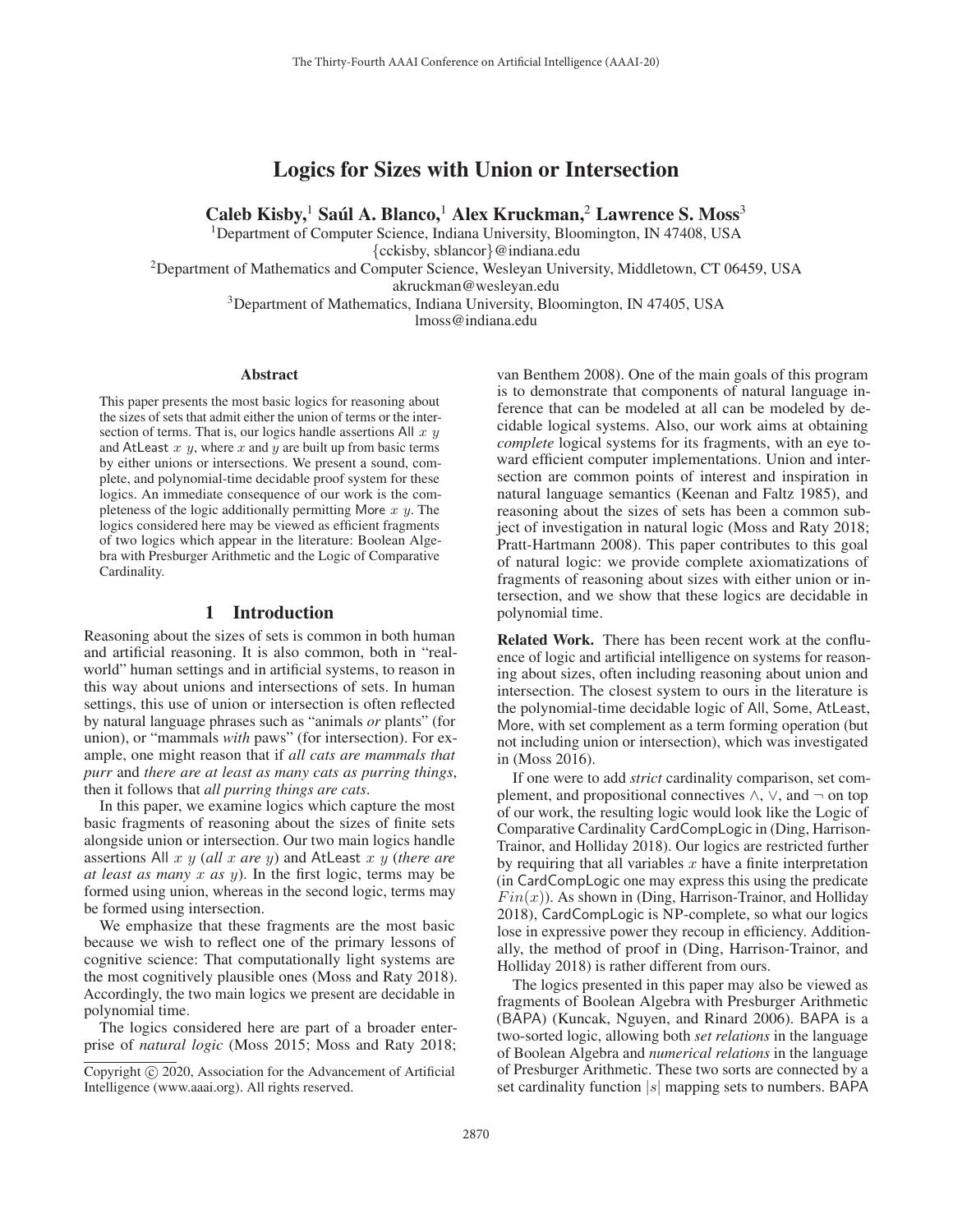# Logics for Sizes with Union or Intersection

**Caleb Kisby,[1] Saúl A. Blanco,[1] Alex Kruckman,[2] Lawrence S. Moss[3]**

[1]Department of Computer Science, Indiana University, Bloomington, IN 47408, USA
{cckisby, sblancor}@indiana.edu
[2]Department of Mathematics and Computer Science, Wesleyan University, Middletown, CT 06459, USA
akruckman@wesleyan.edu
[3]Department of Mathematics, Indiana University, Bloomington, IN 47405, USA
lmoss@indiana.edu

## Abstract

This paper presents the most basic logics for reasoning about the sizes of sets that admit either the union of terms or the intersection of terms. That is, our logics handle assertions All $x$ $y$ and AtLeast $x$ $y$, where $x$ and $y$ are built up from basic terms by either unions or intersections. We present a sound, complete, and polynomial-time decidable proof system for these logics. An immediate consequence of our work is the completeness of the logic additionally permitting More $x$ $y$. The logics considered here may be viewed as efficient fragments of two logics which appear in the literature: Boolean Algebra with Presburger Arithmetic and the Logic of Comparative Cardinality.

## 1 Introduction

Reasoning about the sizes of sets is common in both human and artificial reasoning. It is also common, both in "real-world" human settings and in artificial systems, to reason in this way about unions and intersections of sets. In human settings, this use of union or intersection is often reflected by natural language phrases such as "animals *or* plants" (for union), or "mammals *with* paws" (for intersection). For example, one might reason that if *all cats are mammals that purr* and *there are at least as many cats as purring things*, then it follows that *all purring things are cats*.

In this paper, we examine logics which capture the most basic fragments of reasoning about the sizes of finite sets alongside union or intersection. Our two main logics handle assertions All $x$ $y$ (*all x are y*) and AtLeast $x$ $y$ (*there are at least as many x as y*). In the first logic, terms may be formed using union, whereas in the second logic, terms may be formed using intersection.

We emphasize that these fragments are the most basic because we wish to reflect one of the primary lessons of cognitive science: That computationally light systems are the most cognitively plausible ones (Moss and Raty 2018). Accordingly, the two main logics we present are decidable in polynomial time.

The logics considered here are part of a broader enterprise of *natural logic* (Moss 2015; Moss and Raty 2018; van Benthem 2008). One of the main goals of this program is to demonstrate that components of natural language inference that can be modeled at all can be modeled by decidable logical systems. Also, our work aims at obtaining *complete* logical systems for its fragments, with an eye toward efficient computer implementations. Union and intersection are common points of interest and inspiration in natural language semantics (Keenan and Faltz 1985), and reasoning about the sizes of sets has been a common subject of investigation in natural logic (Moss and Raty 2018; Pratt-Hartmann 2008). This paper contributes to this goal of natural logic: we provide complete axiomatizations of fragments of reasoning about sizes with either union or intersection, and we show that these logics are decidable in polynomial time.

**Related Work.** There has been recent work at the confluence of logic and artificial intelligence on systems for reasoning about sizes, often including reasoning about union and intersection. The closest system to ours in the literature is the polynomial-time decidable logic of All, Some, AtLeast, More, with set complement as a term forming operation (but not including union or intersection), which was investigated in (Moss 2016).

If one were to add *strict* cardinality comparison, set complement, and propositional connectives $\wedge$, $\vee$, and $\neg$ on top of our work, the resulting logic would look like the Logic of Comparative Cardinality CardCompLogic in (Ding, Harrison-Trainor, and Holliday 2018). Our logics are restricted further by requiring that all variables $x$ have a finite interpretation (in CardCompLogic one may express this using the predicate $Fin(x)$). As shown in (Ding, Harrison-Trainor, and Holliday 2018), CardCompLogic is NP-complete, so what our logics lose in expressive power they recoup in efficiency. Additionally, the method of proof in (Ding, Harrison-Trainor, and Holliday 2018) is rather different from ours.

The logics presented in this paper may also be viewed as fragments of Boolean Algebra with Presburger Arithmetic (BAPA) (Kuncak, Nguyen, and Rinard 2006). BAPA is a two-sorted logic, allowing both *set relations* in the language of Boolean Algebra and *numerical relations* in the language of Presburger Arithmetic. These two sorts are connected by a set cardinality function $|s|$ mapping sets to numbers. BAPA

Copyright © 2020, Association for the Advancement of Artificial Intelligence (www.aaai.org). All rights reserved.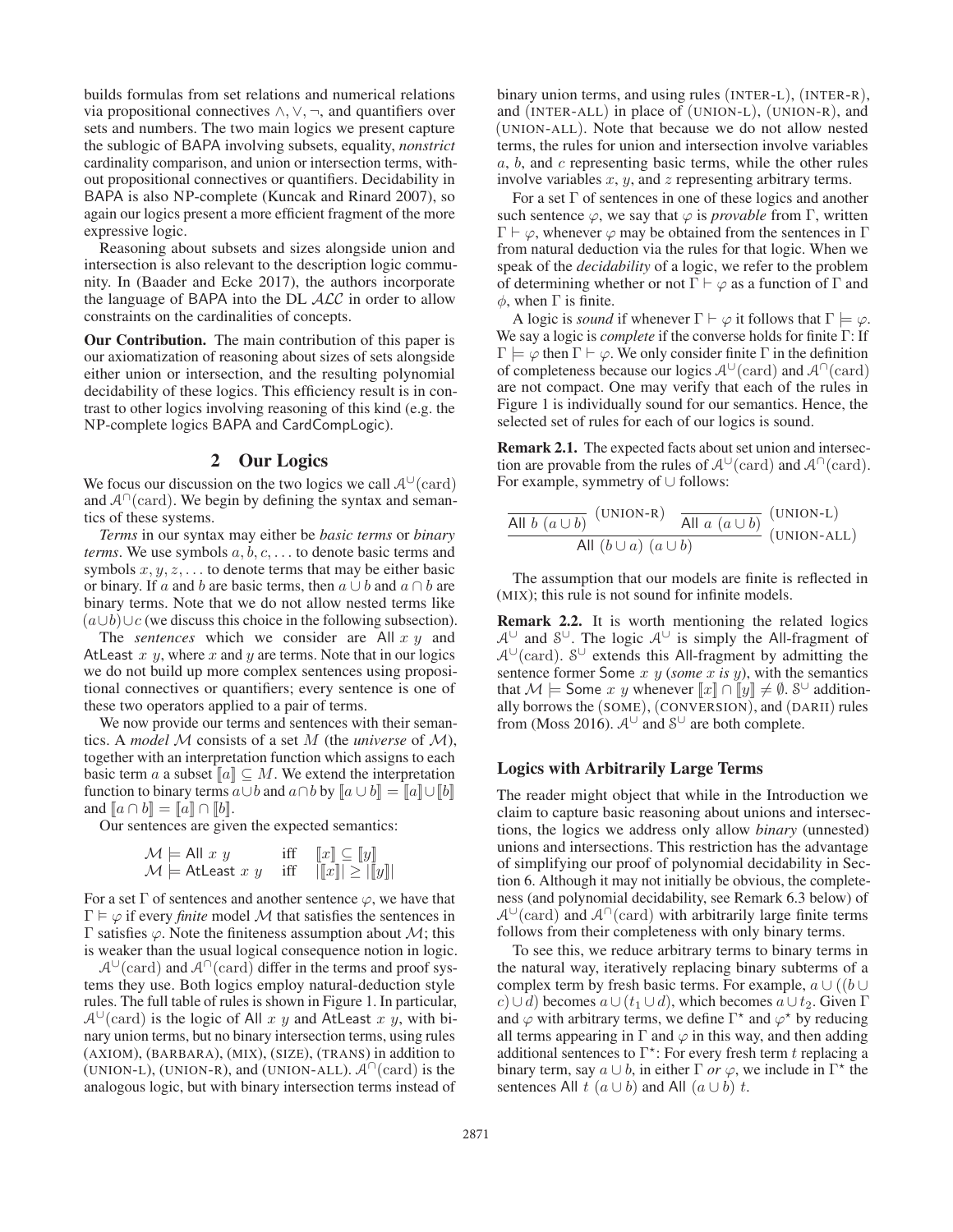builds formulas from set relations and numerical relations via propositional connectives $\wedge, \vee, \neg$, and quantifiers over sets and numbers. The two main logics we present capture the sublogic of BAPA involving subsets, equality, *nonstrict* cardinality comparison, and union or intersection terms, without propositional connectives or quantifiers. Decidability in BAPA is also NP-complete (Kuncak and Rinard 2007), so again our logics present a more efficient fragment of the more expressive logic.

Reasoning about subsets and sizes alongside union and intersection is also relevant to the description logic community. In (Baader and Ecke 2017), the authors incorporate the language of BAPA into the DL $\mathcal{ALC}$ in order to allow constraints on the cardinalities of concepts.

**Our Contribution.** The main contribution of this paper is our axiomatization of reasoning about sizes of sets alongside either union or intersection, and the resulting polynomial decidability of these logics. This efficiency result is in contrast to other logics involving reasoning of this kind (e.g. the NP-complete logics BAPA and CardCompLogic).

## 2 Our Logics

We focus our discussion on the two logics we call $\mathcal{A}^{\cup}(\text{card})$ and $\mathcal{A}^{\cap}(\text{card})$. We begin by defining the syntax and semantics of these systems.

*Terms* in our syntax may either be *basic terms* or *binary terms*. We use symbols $a, b, c, \ldots$ to denote basic terms and symbols $x, y, z, \ldots$ to denote terms that may be either basic or binary. If $a$ and $b$ are basic terms, then $a \cup b$ and $a \cap b$ are binary terms. Note that we do not allow nested terms like $(a \cup b) \cup c$ (we discuss this choice in the following subsection).

The *sentences* which we consider are All $x$ $y$ and AtLeast $x$ $y$, where $x$ and $y$ are terms. Note that in our logics we do not build up more complex sentences using propositional connectives or quantifiers; every sentence is one of these two operators applied to a pair of terms.

We now provide our terms and sentences with their semantics. A *model* $\mathcal{M}$ consists of a set $M$ (the *universe* of $\mathcal{M}$), together with an interpretation function which assigns to each basic term $a$ a subset $[\![a]\!] \subseteq M$. We extend the interpretation function to binary terms $a \cup b$ and $a \cap b$ by $[\![a \cup b]\!] = [\![a]\!] \cup [\![b]\!]$ and $[\![a \cap b]\!] = [\![a]\!] \cap [\![b]\!]$.

Our sentences are given the expected semantics:

$$\begin{array}{lll} \mathcal{M} \models \text{All } x\ y & \text{iff} & [\![x]\!] \subseteq [\![y]\!] \\ \mathcal{M} \models \text{AtLeast } x\ y & \text{iff} & |[\![x]\!]| \geq |[\![y]\!]| \end{array}$$

For a set $\Gamma$ of sentences and another sentence $\varphi$, we have that $\Gamma \models \varphi$ if every *finite* model $\mathcal{M}$ that satisfies the sentences in $\Gamma$ satisfies $\varphi$. Note the finiteness assumption about $\mathcal{M}$; this is weaker than the usual logical consequence notion in logic.

$\mathcal{A}^{\cup}(\text{card})$ and $\mathcal{A}^{\cap}(\text{card})$ differ in the terms and proof systems they use. Both logics employ natural-deduction style rules. The full table of rules is shown in Figure 1. In particular, $\mathcal{A}^{\cup}(\text{card})$ is the logic of All $x$ $y$ and AtLeast $x$ $y$, with binary union terms, but no binary intersection terms, using rules (AXIOM), (BARBARA), (MIX), (SIZE), (TRANS) in addition to (UNION-L), (UNION-R), and (UNION-ALL). $\mathcal{A}^{\cap}(\text{card})$ is the analogous logic, but with binary intersection terms instead of binary union terms, and using rules (INTER-L), (INTER-R), and (INTER-ALL) in place of (UNION-L), (UNION-R), and (UNION-ALL). Note that because we do not allow nested terms, the rules for union and intersection involve variables $a$, $b$, and $c$ representing basic terms, while the other rules involve variables $x$, $y$, and $z$ representing arbitrary terms.

For a set $\Gamma$ of sentences in one of these logics and another such sentence $\varphi$, we say that $\varphi$ is *provable* from $\Gamma$, written $\Gamma \vdash \varphi$, whenever $\varphi$ may be obtained from the sentences in $\Gamma$ from natural deduction via the rules for that logic. When we speak of the *decidability* of a logic, we refer to the problem of determining whether or not $\Gamma \vdash \varphi$ as a function of $\Gamma$ and $\phi$, when $\Gamma$ is finite.

A logic is *sound* if whenever $\Gamma \vdash \varphi$ it follows that $\Gamma \models \varphi$. We say a logic is *complete* if the converse holds for finite $\Gamma$: If $\Gamma \models \varphi$ then $\Gamma \vdash \varphi$. We only consider finite $\Gamma$ in the definition of completeness because our logics $\mathcal{A}^{\cup}(\text{card})$ and $\mathcal{A}^{\cap}(\text{card})$ are not compact. One may verify that each of the rules in Figure 1 is individually sound for our semantics. Hence, the selected set of rules for each of our logics is sound.

**Remark 2.1.** The expected facts about set union and intersection are provable from the rules of $\mathcal{A}^{\cup}(\text{card})$ and $\mathcal{A}^{\cap}(\text{card})$. For example, symmetry of $\cup$ follows:

$$\dfrac{\dfrac{}{\text{All } b\ (a \cup b)}\ (\text{UNION-R}) \qquad \dfrac{}{\text{All } a\ (a \cup b)}\ (\text{UNION-L})}{\text{All } (b \cup a)\ (a \cup b)}\ (\text{UNION-ALL})$$

The assumption that our models are finite is reflected in (MIX); this rule is not sound for infinite models.

**Remark 2.2.** It is worth mentioning the related logics $\mathcal{A}^{\cup}$ and $\mathcal{S}^{\cup}$. The logic $\mathcal{A}^{\cup}$ is simply the All-fragment of $\mathcal{A}^{\cup}(\text{card})$. $\mathcal{S}^{\cup}$ extends this All-fragment by admitting the sentence former Some $x$ $y$ (*some* $x$ *is* $y$), with the semantics that $\mathcal{M} \models \text{Some } x\ y$ whenever $[\![x]\!] \cap [\![y]\!] \neq \emptyset$. $\mathcal{S}^{\cup}$ additionally borrows the (SOME), (CONVERSION), and (DARII) rules from (Moss 2016). $\mathcal{A}^{\cup}$ and $\mathcal{S}^{\cup}$ are both complete.

### Logics with Arbitrarily Large Terms

The reader might object that while in the Introduction we claim to capture basic reasoning about unions and intersections, the logics we address only allow *binary* (unnested) unions and intersections. This restriction has the advantage of simplifying our proof of polynomial decidability in Section 6. Although it may not initially be obvious, the completeness (and polynomial decidability, see Remark 6.3 below) of $\mathcal{A}^{\cup}(\text{card})$ and $\mathcal{A}^{\cap}(\text{card})$ with arbitrarily large finite terms follows from their completeness with only binary terms.

To see this, we reduce arbitrary terms to binary terms in the natural way, iteratively replacing binary subterms of a complex term by fresh basic terms. For example, $a \cup ((b \cup c) \cup d)$ becomes $a \cup (t_1 \cup d)$, which becomes $a \cup t_2$. Given $\Gamma$ and $\varphi$ with arbitrary terms, we define $\Gamma^\star$ and $\varphi^\star$ by reducing all terms appearing in $\Gamma$ and $\varphi$ in this way, and then adding additional sentences to $\Gamma^\star$: For every fresh term $t$ replacing a binary term, say $a \cup b$, in either $\Gamma$ *or* $\varphi$, we include in $\Gamma^\star$ the sentences All $t$ $(a \cup b)$ and All $(a \cup b)$ $t$.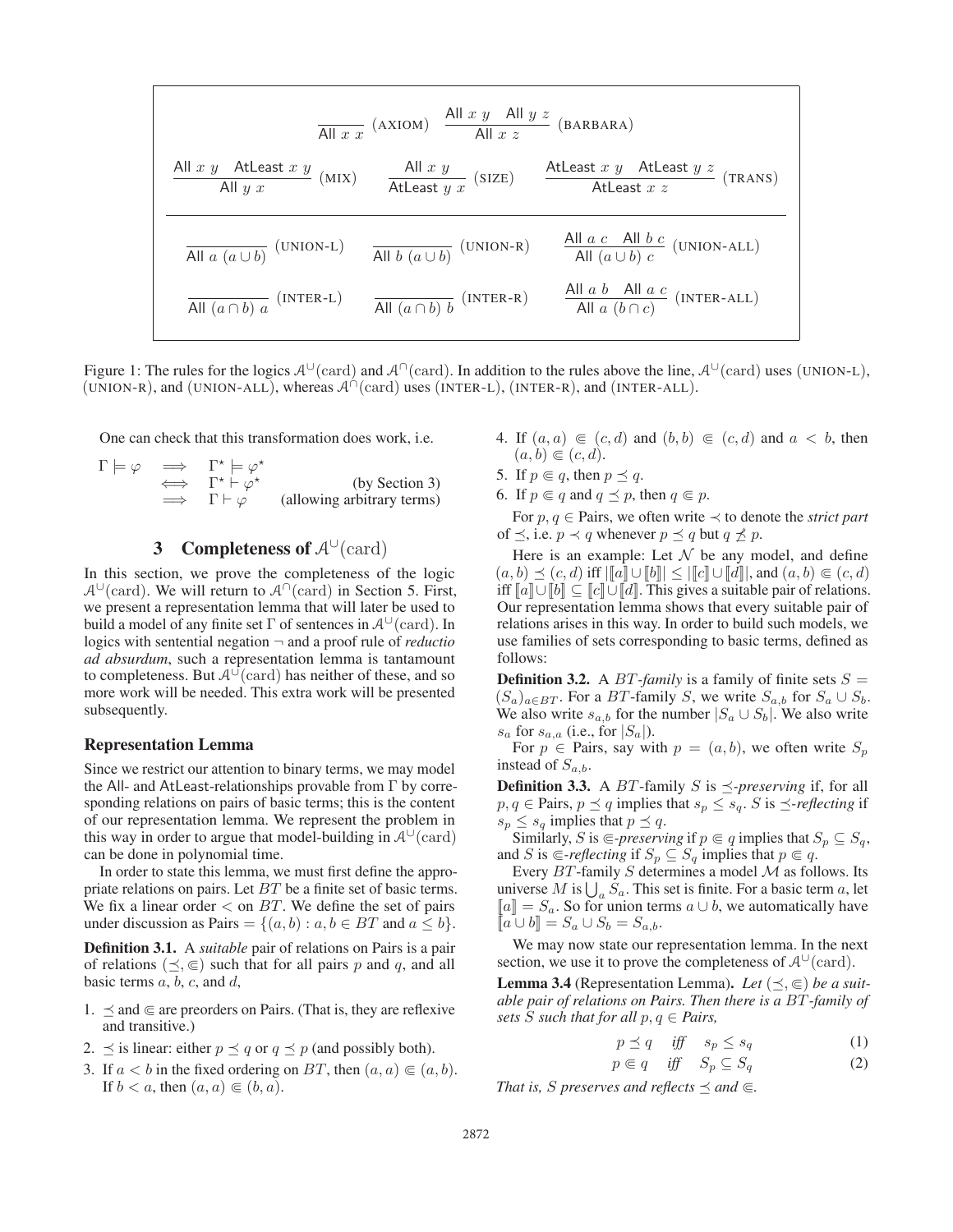$$\frac{}{\mathsf{All}\ x\ x}\ (\text{AXIOM}) \qquad \frac{\mathsf{All}\ x\ y \quad \mathsf{All}\ y\ z}{\mathsf{All}\ x\ z}\ (\text{BARBARA})$$

$$\frac{\mathsf{All}\ x\ y \quad \mathsf{AtLeast}\ x\ y}{\mathsf{All}\ y\ x}\ (\text{MIX}) \qquad \frac{\mathsf{All}\ x\ y}{\mathsf{AtLeast}\ y\ x}\ (\text{SIZE}) \qquad \frac{\mathsf{AtLeast}\ x\ y \quad \mathsf{AtLeast}\ y\ z}{\mathsf{AtLeast}\ x\ z}\ (\text{TRANS})$$

---

$$\frac{}{\mathsf{All}\ a\ (a \cup b)}\ (\text{UNION-L}) \qquad \frac{}{\mathsf{All}\ b\ (a \cup b)}\ (\text{UNION-R}) \qquad \frac{\mathsf{All}\ a\ c \quad \mathsf{All}\ b\ c}{\mathsf{All}\ (a \cup b)\ c}\ (\text{UNION-ALL})$$

$$\frac{}{\mathsf{All}\ (a \cap b)\ a}\ (\text{INTER-L}) \qquad \frac{}{\mathsf{All}\ (a \cap b)\ b}\ (\text{INTER-R}) \qquad \frac{\mathsf{All}\ a\ b \quad \mathsf{All}\ a\ c}{\mathsf{All}\ a\ (b \cap c)}\ (\text{INTER-ALL})$$

Figure 1: The rules for the logics $\mathcal{A}^{\cup}(\mathrm{card})$ and $\mathcal{A}^{\cap}(\mathrm{card})$. In addition to the rules above the line, $\mathcal{A}^{\cup}(\mathrm{card})$ uses (UNION-L), (UNION-R), and (UNION-ALL), whereas $\mathcal{A}^{\cap}(\mathrm{card})$ uses (INTER-L), (INTER-R), and (INTER-ALL).

One can check that this transformation does work, i.e.

$$\begin{array}{llll} \Gamma \models \varphi & \Longrightarrow & \Gamma^\star \models \varphi^\star & \\ & \Longleftrightarrow & \Gamma^\star \vdash \varphi^\star & \text{(by Section 3)} \\ & \Longrightarrow & \Gamma \vdash \varphi & \text{(allowing arbitrary terms)} \end{array}$$

## 3 Completeness of $\mathcal{A}^{\cup}(\mathrm{card})$

In this section, we prove the completeness of the logic $\mathcal{A}^{\cup}(\mathrm{card})$. We will return to $\mathcal{A}^{\cap}(\mathrm{card})$ in Section 5. First, we present a representation lemma that will later be used to build a model of any finite set $\Gamma$ of sentences in $\mathcal{A}^{\cup}(\mathrm{card})$. In logics with sentential negation $\neg$ and a proof rule of *reductio ad absurdum*, such a representation lemma is tantamount to completeness. But $\mathcal{A}^{\cup}(\mathrm{card})$ has neither of these, and so more work will be needed. This extra work will be presented subsequently.

### Representation Lemma

Since we restrict our attention to binary terms, we may model the All- and AtLeast-relationships provable from $\Gamma$ by corresponding relations on pairs of basic terms; this is the content of our representation lemma. We represent the problem in this way in order to argue that model-building in $\mathcal{A}^{\cup}(\mathrm{card})$ can be done in polynomial time.

In order to state this lemma, we must first define the appropriate relations on pairs. Let $BT$ be a finite set of basic terms. We fix a linear order $<$ on $BT$. We define the set of pairs under discussion as Pairs $= \{(a, b) : a, b \in BT \text{ and } a \leq b\}$.

**Definition 3.1.** A *suitable* pair of relations on Pairs is a pair of relations $(\preceq, \Subset)$ such that for all pairs $p$ and $q$, and all basic terms $a$, $b$, $c$, and $d$,

1. $\preceq$ and $\Subset$ are preorders on Pairs. (That is, they are reflexive and transitive.)
2. $\preceq$ is linear: either $p \preceq q$ or $q \preceq p$ (and possibly both).
3. If $a < b$ in the fixed ordering on $BT$, then $(a, a) \Subset (a, b)$. If $b < a$, then $(a, a) \Subset (b, a)$.
4. If $(a, a) \Subset (c, d)$ and $(b, b) \Subset (c, d)$ and $a < b$, then $(a, b) \Subset (c, d)$.
5. If $p \Subset q$, then $p \preceq q$.
6. If $p \Subset q$ and $q \preceq p$, then $q \Subset p$.

For $p, q \in$ Pairs, we often write $\prec$ to denote the *strict part* of $\preceq$, i.e. $p \prec q$ whenever $p \preceq q$ but $q \not\preceq p$.

Here is an example: Let $\mathcal{N}$ be any model, and define $(a, b) \preceq (c, d)$ iff $|[\![a]\!] \cup [\![b]\!]| \leq |[\![c]\!] \cup [\![d]\!]|$, and $(a, b) \Subset (c, d)$ iff $[\![a]\!] \cup [\![b]\!] \subseteq [\![c]\!] \cup [\![d]\!]$. This gives a suitable pair of relations. Our representation lemma shows that every suitable pair of relations arises in this way. In order to build such models, we use families of sets corresponding to basic terms, defined as follows:

**Definition 3.2.** A $BT$-*family* is a family of finite sets $S = (S_a)_{a \in BT}$. For a $BT$-family $S$, we write $S_{a,b}$ for $S_a \cup S_b$. We also write $s_{a,b}$ for the number $|S_a \cup S_b|$. We also write $s_a$ for $s_{a,a}$ (i.e., for $|S_a|$).

For $p \in$ Pairs, say with $p = (a, b)$, we often write $S_p$ instead of $S_{a,b}$.

**Definition 3.3.** A $BT$-family $S$ is $\preceq$-*preserving* if, for all $p, q \in$ Pairs, $p \preceq q$ implies that $s_p \leq s_q$. $S$ is $\preceq$-*reflecting* if $s_p \leq s_q$ implies that $p \preceq q$.

Similarly, $S$ is $\Subset$-*preserving* if $p \Subset q$ implies that $S_p \subseteq S_q$, and $S$ is $\Subset$-*reflecting* if $S_p \subseteq S_q$ implies that $p \Subset q$.

Every $BT$-family $S$ determines a model $\mathcal{M}$ as follows. Its universe $M$ is $\bigcup_a S_a$. This set is finite. For a basic term $a$, let $[\![a]\!] = S_a$. So for union terms $a \cup b$, we automatically have $[\![a \cup b]\!] = S_a \cup S_b = S_{a,b}$.

We may now state our representation lemma. In the next section, we use it to prove the completeness of $\mathcal{A}^{\cup}(\mathrm{card})$.

**Lemma 3.4** (Representation Lemma)**.** *Let $(\preceq, \Subset)$ be a suitable pair of relations on Pairs. Then there is a $BT$-family of sets $S$ such that for all $p, q \in$ Pairs,*

$$p \preceq q \quad \textit{iff} \quad s_p \leq s_q \tag{1}$$

$$p \Subset q \quad \textit{iff} \quad S_p \subseteq S_q \tag{2}$$

*That is, $S$ preserves and reflects $\preceq$ and $\Subset$.*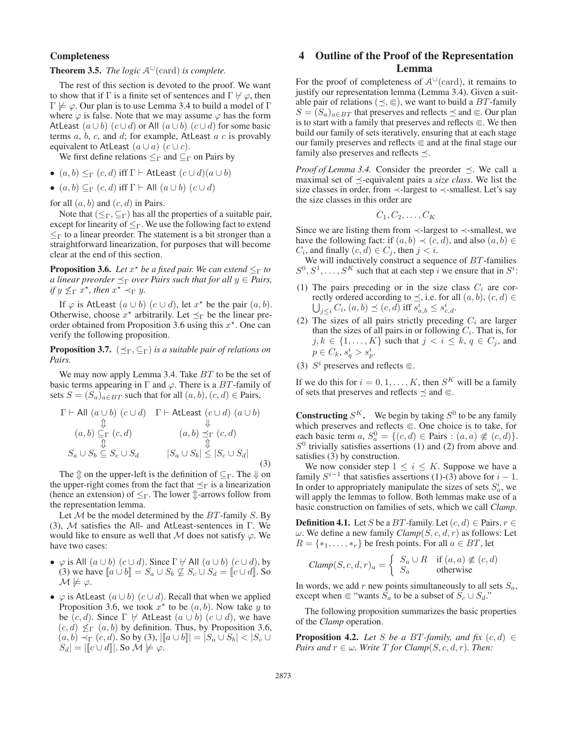**Completeness**

**Theorem 3.5.** *The logic $\mathcal{A}^{\cup}(\mathrm{card})$ is complete.*

The rest of this section is devoted to the proof. We want to show that if $\Gamma$ is a finite set of sentences and $\Gamma \not\vdash \varphi$, then $\Gamma \not\models \varphi$. Our plan is to use Lemma 3.4 to build a model of $\Gamma$ where $\varphi$ is false. Note that we may assume $\varphi$ has the form $\mathsf{AtLeast}\ (a \cup b)\ (c \cup d)$ or $\mathsf{All}\ (a \cup b)\ (c \cup d)$ for some basic terms $a$, $b$, $c$, and $d$; for example, $\mathsf{AtLeast}\ a\ c$ is provably equivalent to $\mathsf{AtLeast}\ (a \cup a)\ (c \cup c)$.

We first define relations $\leq_\Gamma$ and $\subseteq_\Gamma$ on Pairs by

- $(a, b) \leq_\Gamma (c, d)$ iff $\Gamma \vdash \mathsf{AtLeast}\ (c \cup d)(a \cup b)$
- $(a, b) \subseteq_\Gamma (c, d)$ iff $\Gamma \vdash \mathsf{All}\ (a \cup b)\ (c \cup d)$

for all $(a, b)$ and $(c, d)$ in Pairs.

Note that $(\leq_\Gamma, \subseteq_\Gamma)$ has all the properties of a suitable pair, except for linearity of $\leq_\Gamma$. We use the following fact to extend $\leq_\Gamma$ to a linear preorder. The statement is a bit stronger than a straightforward linearization, for purposes that will become clear at the end of this section.

**Proposition 3.6.** *Let $x^\star$ be a fixed pair. We can extend $\leq_\Gamma$ to a linear preorder $\preceq_\Gamma$ over Pairs such that for all $y \in$ Pairs, if $y \not\leq_\Gamma x^\star$, then $x^\star \prec_\Gamma y$.*

If $\varphi$ is $\mathsf{AtLeast}\ (a \cup b)\ (c \cup d)$, let $x^\star$ be the pair $(a, b)$. Otherwise, choose $x^\star$ arbitrarily. Let $\preceq_\Gamma$ be the linear preorder obtained from Proposition 3.6 using this $x^\star$. One can verify the following proposition.

**Proposition 3.7.** *$(\preceq_\Gamma, \subseteq_\Gamma)$ is a suitable pair of relations on Pairs.*

We may now apply Lemma 3.4. Take $BT$ to be the set of basic terms appearing in $\Gamma$ and $\varphi$. There is a $BT$-family of sets $S = (S_a)_{a \in BT}$ such that for all $(a, b), (c, d) \in$ Pairs,

$$
\begin{array}{cc}
\Gamma \vdash \mathsf{All}\ (a \cup b)\ (c \cup d) & \Gamma \vdash \mathsf{AtLeast}\ (c \cup d)\ (a \cup b) \\
\Updownarrow & \Downarrow \\
(a, b) \subseteq_\Gamma (c, d) & (a, b) \preceq_\Gamma (c, d) \\
\Updownarrow & \Updownarrow \\
S_a \cup S_b \subseteq S_c \cup S_d & |S_a \cup S_b| \leq |S_c \cup S_d|
\end{array}
\tag{3}
$$

The $\Updownarrow$ on the upper-left is the definition of $\subseteq_\Gamma$. The $\Downarrow$ on the upper-right comes from the fact that $\preceq_\Gamma$ is a linearization (hence an extension) of $\leq_\Gamma$. The lower $\Updownarrow$-arrows follow from the representation lemma.

Let $\mathcal{M}$ be the model determined by the $BT$-family $S$. By (3), $\mathcal{M}$ satisfies the All- and AtLeast-sentences in $\Gamma$. We would like to ensure as well that $\mathcal{M}$ does not satisfy $\varphi$. We have two cases:

- $\varphi$ is $\mathsf{All}\ (a \cup b)\ (c \cup d)$. Since $\Gamma \not\vdash \mathsf{All}\ (a \cup b)\ (c \cup d)$, by (3) we have $[\![a \cup b]\!] = S_a \cup S_b \not\subseteq S_c \cup S_d = [\![c \cup d]\!]$. So $\mathcal{M} \not\models \varphi$.
- $\varphi$ is $\mathsf{AtLeast}\ (a \cup b)\ (c \cup d)$. Recall that when we applied Proposition 3.6, we took $x^\star$ to be $(a, b)$. Now take $y$ to be $(c, d)$. Since $\Gamma \not\vdash \mathsf{AtLeast}\ (a \cup b)\ (c \cup d)$, we have $(c, d) \not\leq_\Gamma (a, b)$ by definition. Thus, by Proposition 3.6, $(a, b) \prec_\Gamma (c, d)$. So by (3), $|[\![a \cup b]\!]| = |S_a \cup S_b| < |S_c \cup S_d| = |[\![c \cup d]\!]|$. So $\mathcal{M} \not\models \varphi$.

# 4 Outline of the Proof of the Representation Lemma

For the proof of completeness of $\mathcal{A}^{\cup}(\mathrm{card})$, it remains to justify our representation lemma (Lemma 3.4). Given a suitable pair of relations $(\preceq, \Subset)$, we want to build a $BT$-family $S = (S_a)_{a \in BT}$ that preserves and reflects $\preceq$ and $\Subset$. Our plan is to start with a family that preserves and reflects $\Subset$. We then build our family of sets iteratively, ensuring that at each stage our family preserves and reflects $\Subset$ and at the final stage our family also preserves and reflects $\preceq$.

*Proof of Lemma 3.4.* Consider the preorder $\preceq$. We call a maximal set of $\preceq$-equivalent pairs a *size class*. We list the size classes in order, from $\prec$-largest to $\prec$-smallest. Let's say the size classes in this order are

$$C_1, C_2, \ldots, C_K$$

Since we are listing them from $\prec$-largest to $\prec$-smallest, we have the following fact: if $(a, b) \prec (c, d)$, and also $(a, b) \in C_i$, and finally $(c, d) \in C_j$, then $j < i$.

We will inductively construct a sequence of $BT$-families $S^0, S^1, \ldots, S^K$ such that at each step $i$ we ensure that in $S^i$:

(1) The pairs preceding or in the size class $C_i$ are correctly ordered according to $\preceq$, i.e. for all $(a, b), (c, d) \in \bigcup_{j \leq i} C_i$, $(a, b) \preceq (c, d)$ iff $s^i_{a,b} \leq s^i_{c,d}$.

(2) The sizes of all pairs strictly preceding $C_i$ are larger than the sizes of all pairs in or following $C_i$. That is, for $j, k \in \{1, \ldots, K\}$ such that $j < i \leq k$, $q \in C_j$, and $p \in C_k$, $s^i_q > s^i_p$.

(3) $S^i$ preserves and reflects $\Subset$.

If we do this for $i = 0, 1, \ldots, K$, then $S^K$ will be a family of sets that preserves and reflects $\preceq$ and $\Subset$.

**Constructing $S^K$.** We begin by taking $S^0$ to be any family which preserves and reflects $\Subset$. One choice is to take, for each basic term $a$, $S^0_a = \{(c, d) \in \text{Pairs} : (a, a) \not\Subset (c, d)\}$. $S^0$ trivially satisfies assertions (1) and (2) from above and satisfies (3) by construction.

We now consider step $1 \leq i \leq K$. Suppose we have a family $S^{i-1}$ that satisfies assertions (1)-(3) above for $i - 1$. In order to appropriately manipulate the sizes of sets $S^i_a$, we will apply the lemmas to follow. Both lemmas make use of a basic construction on families of sets, which we call *Clamp*.

**Definition 4.1.** Let $S$ be a $BT$-family. Let $(c, d) \in$ Pairs, $r \in \omega$. We define a new family $Clamp(S, c, d, r)$ as follows: Let $R = \{*_1, \ldots, *_r\}$ be fresh points. For all $a \in BT$, let

$$
Clamp(S, c, d, r)_a = \begin{cases} S_a \cup R & \text{if } (a, a) \not\Subset (c, d) \\ S_a & \text{otherwise} \end{cases}
$$

In words, we add $r$ new points simultaneously to all sets $S_a$, except when $\Subset$ "wants $S_a$ to be a subset of $S_c \cup S_d$."

The following proposition summarizes the basic properties of the *Clamp* operation.

**Proposition 4.2.** *Let $S$ be a $BT$-family, and fix $(c, d) \in$ Pairs and $r \in \omega$. Write $T$ for $Clamp(S, c, d, r)$. Then:*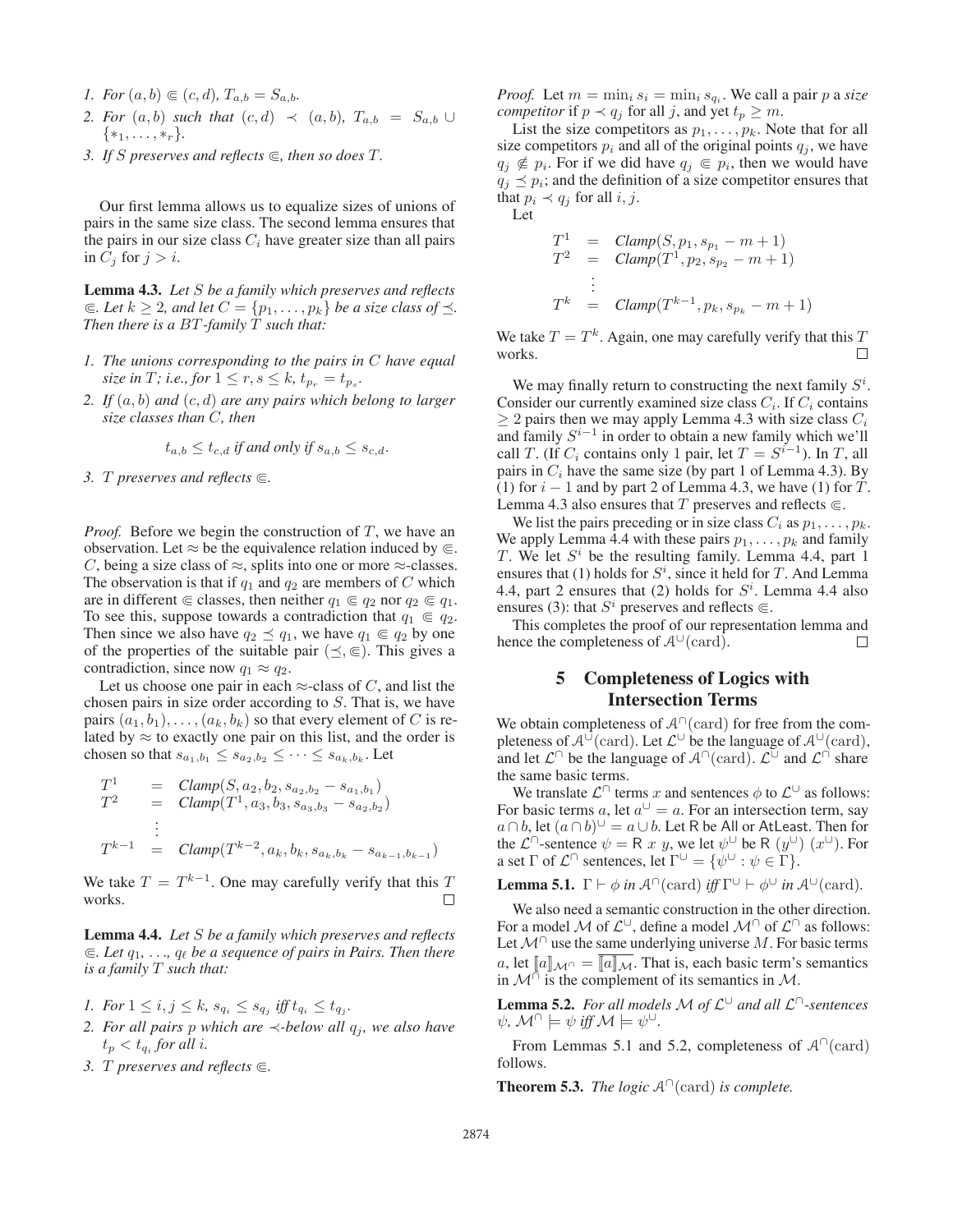1. *For* $(a, b) \Subset (c, d)$*,* $T_{a,b} = S_{a,b}$*.*
2. *For* $(a, b)$ *such that* $(c, d) \prec (a, b)$*,* $T_{a,b} = S_{a,b} \cup \{*_1, \ldots, *_r\}$*.*
3. *If* $S$ *preserves and reflects* $\Subset$*, then so does* $T$*.*

Our first lemma allows us to equalize sizes of unions of pairs in the same size class. The second lemma ensures that the pairs in our size class $C_i$ have greater size than all pairs in $C_j$ for $j > i$.

**Lemma 4.3.** *Let* $S$ *be a family which preserves and reflects* $\Subset$*. Let* $k \geq 2$*, and let* $C = \{p_1, \ldots, p_k\}$ *be a size class of* $\preceq$*. Then there is a* $BT$*-family* $T$ *such that:*

1. *The unions corresponding to the pairs in* $C$ *have equal size in* $T$*; i.e., for* $1 \leq r, s \leq k$*,* $t_{p_r} = t_{p_s}$*.*
2. *If* $(a, b)$ *and* $(c, d)$ *are any pairs which belong to larger size classes than* $C$*, then*

$$t_{a,b} \leq t_{c,d} \text{ if and only if } s_{a,b} \leq s_{c,d}.$$

3. $T$ *preserves and reflects* $\Subset$*.*

*Proof.* Before we begin the construction of $T$, we have an observation. Let $\approx$ be the equivalence relation induced by $\Subset$. $C$, being a size class of $\approx$, splits into one or more $\approx$-classes. The observation is that if $q_1$ and $q_2$ are members of $C$ which are in different $\Subset$ classes, then neither $q_1 \Subset q_2$ nor $q_2 \Subset q_1$. To see this, suppose towards a contradiction that $q_1 \Subset q_2$. Then since we also have $q_2 \preceq q_1$, we have $q_1 \Subset q_2$ by one of the properties of the suitable pair $(\preceq, \Subset)$. This gives a contradiction, since now $q_1 \approx q_2$.

Let us choose one pair in each $\approx$-class of $C$, and list the chosen pairs in size order according to $S$. That is, we have pairs $(a_1, b_1), \ldots, (a_k, b_k)$ so that every element of $C$ is related by $\approx$ to exactly one pair on this list, and the order is chosen so that $s_{a_1,b_1} \leq s_{a_2,b_2} \leq \cdots \leq s_{a_k,b_k}$. Let

$$\begin{aligned}
T^1 &= \textit{Clamp}(S, a_2, b_2, s_{a_2,b_2} - s_{a_1,b_1}) \\
T^2 &= \textit{Clamp}(T^1, a_3, b_3, s_{a_3,b_3} - s_{a_2,b_2}) \\
&\vdots \\
T^{k-1} &= \textit{Clamp}(T^{k-2}, a_k, b_k, s_{a_k,b_k} - s_{a_{k-1},b_{k-1}})
\end{aligned}$$

We take $T = T^{k-1}$. One may carefully verify that this $T$ works. $\square$

**Lemma 4.4.** *Let* $S$ *be a family which preserves and reflects* $\Subset$*. Let* $q_1, \ldots, q_\ell$ *be a sequence of pairs in Pairs. Then there is a family* $T$ *such that:*

1. *For* $1 \leq i, j \leq k$*,* $s_{q_i} \leq s_{q_j}$ *iff* $t_{q_i} \leq t_{q_j}$*.*
2. *For all pairs* $p$ *which are* $\prec$*-below all* $q_j$*, we also have* $t_p < t_{q_i}$ *for all* $i$*.*
3. $T$ *preserves and reflects* $\Subset$*.*

*Proof.* Let $m = \min_i s_i = \min_i s_{q_i}$. We call a pair $p$ a *size competitor* if $p \prec q_j$ for all $j$, and yet $t_p \geq m$.

List the size competitors as $p_1, \ldots, p_k$. Note that for all size competitors $p_i$ and all of the original points $q_j$, we have $q_j \not\Subset p_i$. For if we did have $q_j \Subset p_i$, then we would have $q_j \preceq p_i$; and the definition of a size competitor ensures that that $p_i \prec q_j$ for all $i, j$.

Let

$$\begin{aligned}
T^1 &= \textit{Clamp}(S, p_1, s_{p_1} - m + 1) \\
T^2 &= \textit{Clamp}(T^1, p_2, s_{p_2} - m + 1) \\
&\vdots \\
T^k &= \textit{Clamp}(T^{k-1}, p_k, s_{p_k} - m + 1)
\end{aligned}$$

We take $T = T^k$. Again, one may carefully verify that this $T$ works. $\square$

We may finally return to constructing the next family $S^i$. Consider our currently examined size class $C_i$. If $C_i$ contains $\geq 2$ pairs then we may apply Lemma 4.3 with size class $C_i$ and family $S^{i-1}$ in order to obtain a new family which we'll call $T$. (If $C_i$ contains only 1 pair, let $T = S^{i-1}$). In $T$, all pairs in $C_i$ have the same size (by part 1 of Lemma 4.3). By (1) for $i - 1$ and by part 2 of Lemma 4.3, we have (1) for $T$. Lemma 4.3 also ensures that $T$ preserves and reflects $\Subset$.

We list the pairs preceding or in size class $C_i$ as $p_1, \ldots, p_k$. We apply Lemma 4.4 with these pairs $p_1, \ldots, p_k$ and family $T$. We let $S^i$ be the resulting family. Lemma 4.4, part 1 ensures that (1) holds for $S^i$, since it held for $T$. And Lemma 4.4, part 2 ensures that (2) holds for $S^i$. Lemma 4.4 also ensures (3): that $S^i$ preserves and reflects $\Subset$.

This completes the proof of our representation lemma and hence the completeness of $\mathcal{A}^{\cup}(\text{card})$. $\square$

## 5 Completeness of Logics with Intersection Terms

We obtain completeness of $\mathcal{A}^{\cap}(\text{card})$ for free from the completeness of $\mathcal{A}^{\cup}(\text{card})$. Let $\mathcal{L}^{\cup}$ be the language of $\mathcal{A}^{\cup}(\text{card})$, and let $\mathcal{L}^{\cap}$ be the language of $\mathcal{A}^{\cap}(\text{card})$. $\mathcal{L}^{\cup}$ and $\mathcal{L}^{\cap}$ share the same basic terms.

We translate $\mathcal{L}^{\cap}$ terms $x$ and sentences $\phi$ to $\mathcal{L}^{\cup}$ as follows: For basic terms $a$, let $a^{\cup} = a$. For an intersection term, say $a \cap b$, let $(a \cap b)^{\cup} = a \cup b$. Let $\mathsf{R}$ be $\mathsf{All}$ or $\mathsf{AtLeast}$. Then for the $\mathcal{L}^{\cap}$-sentence $\psi = \mathsf{R}\ x\ y$, we let $\psi^{\cup}$ be $\mathsf{R}\ (y^{\cup})\ (x^{\cup})$. For a set $\Gamma$ of $\mathcal{L}^{\cap}$ sentences, let $\Gamma^{\cup} = \{\psi^{\cup} : \psi \in \Gamma\}$.

**Lemma 5.1.** $\Gamma \vdash \phi$ *in* $\mathcal{A}^{\cap}(\text{card})$ *iff* $\Gamma^{\cup} \vdash \phi^{\cup}$ *in* $\mathcal{A}^{\cup}(\text{card})$*.*

We also need a semantic construction in the other direction. For a model $\mathcal{M}$ of $\mathcal{L}^{\cup}$, define a model $\mathcal{M}^{\cap}$ of $\mathcal{L}^{\cap}$ as follows: Let $\mathcal{M}^{\cap}$ use the same underlying universe $M$. For basic terms $a$, let $[\![a]\!]_{\mathcal{M}^{\cap}} = \overline{[\![a]\!]_{\mathcal{M}}}$. That is, each basic term's semantics in $\mathcal{M}^{\cap}$ is the complement of its semantics in $\mathcal{M}$.

**Lemma 5.2.** *For all models* $\mathcal{M}$ *of* $\mathcal{L}^{\cup}$ *and all* $\mathcal{L}^{\cap}$*-sentences* $\psi$*,* $\mathcal{M}^{\cap} \models \psi$ *iff* $\mathcal{M} \models \psi^{\cup}$*.*

From Lemmas 5.1 and 5.2, completeness of $\mathcal{A}^{\cap}(\text{card})$ follows.

**Theorem 5.3.** *The logic* $\mathcal{A}^{\cap}(\text{card})$ *is complete.*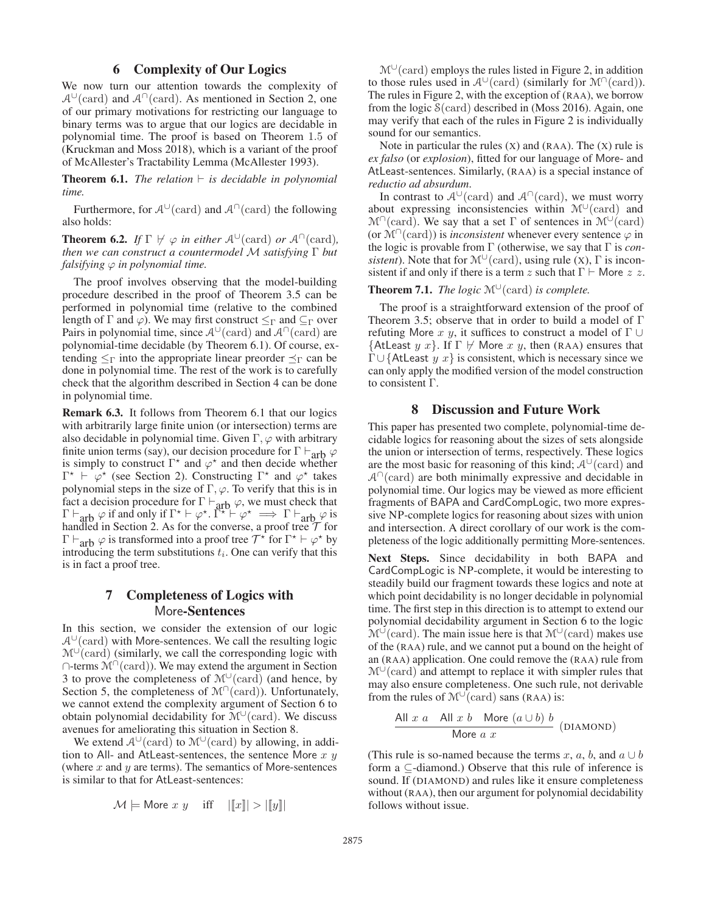## 6 Complexity of Our Logics

We now turn our attention towards the complexity of $\mathcal{A}^{\cup}(\mathrm{card})$ and $\mathcal{A}^{\cap}(\mathrm{card})$. As mentioned in Section 2, one of our primary motivations for restricting our language to binary terms was to argue that our logics are decidable in polynomial time. The proof is based on Theorem 1.5 of (Kruckman and Moss 2018), which is a variant of the proof of McAllester's Tractability Lemma (McAllester 1993).

**Theorem 6.1.** *The relation $\vdash$ is decidable in polynomial time.*

Furthermore, for $\mathcal{A}^{\cup}(\mathrm{card})$ and $\mathcal{A}^{\cap}(\mathrm{card})$ the following also holds:

**Theorem 6.2.** *If $\Gamma \nvdash \varphi$ in either $\mathcal{A}^{\cup}(\mathrm{card})$ or $\mathcal{A}^{\cap}(\mathrm{card})$, then we can construct a countermodel $\mathcal{M}$ satisfying $\Gamma$ but falsifying $\varphi$ in polynomial time.*

The proof involves observing that the model-building procedure described in the proof of Theorem 3.5 can be performed in polynomial time (relative to the combined length of $\Gamma$ and $\varphi$). We may first construct $\leq_\Gamma$ and $\subseteq_\Gamma$ over Pairs in polynomial time, since $\mathcal{A}^{\cup}(\mathrm{card})$ and $\mathcal{A}^{\cap}(\mathrm{card})$ are polynomial-time decidable (by Theorem 6.1). Of course, extending $\leq_\Gamma$ into the appropriate linear preorder $\preceq_\Gamma$ can be done in polynomial time. The rest of the work is to carefully check that the algorithm described in Section 4 can be done in polynomial time.

**Remark 6.3.** It follows from Theorem 6.1 that our logics with arbitrarily large finite union (or intersection) terms are also decidable in polynomial time. Given $\Gamma, \varphi$ with arbitrary finite union terms (say), our decision procedure for $\Gamma \vdash_{\text{arb}} \varphi$ is simply to construct $\Gamma^\star$ and $\varphi^\star$ and then decide whether $\Gamma^\star \vdash \varphi^\star$ (see Section 2). Constructing $\Gamma^\star$ and $\varphi^\star$ takes polynomial steps in the size of $\Gamma, \varphi$. To verify that this is in fact a decision procedure for $\Gamma \vdash_{\text{arb}} \varphi$, we must check that $\Gamma \vdash_{\text{arb}} \varphi$ if and only if $\Gamma^\star \vdash \varphi^\star$. $\Gamma^\star \vdash \varphi^\star \implies \Gamma \vdash_{\text{arb}} \varphi$ is handled in Section 2. As for the converse, a proof tree $\mathcal{T}$ for $\Gamma \vdash_{\text{arb}} \varphi$ is transformed into a proof tree $\mathcal{T}^\star$ for $\Gamma^\star \vdash \varphi^\star$ by introducing the term substitutions $t_i$. One can verify that this is in fact a proof tree.

## 7 Completeness of Logics with More-Sentences

In this section, we consider the extension of our logic $\mathcal{A}^{\cup}(\mathrm{card})$ with More-sentences. We call the resulting logic $\mathcal{M}^{\cup}(\mathrm{card})$ (similarly, we call the corresponding logic with $\cap$-terms $\mathcal{M}^{\cap}(\mathrm{card})$). We may extend the argument in Section 3 to prove the completeness of $\mathcal{M}^{\cup}(\mathrm{card})$ (and hence, by Section 5, the completeness of $\mathcal{M}^{\cap}(\mathrm{card})$). Unfortunately, we cannot extend the complexity argument of Section 6 to obtain polynomial decidability for $\mathcal{M}^{\cup}(\mathrm{card})$. We discuss avenues for ameliorating this situation in Section 8.

We extend $\mathcal{A}^{\cup}(\mathrm{card})$ to $\mathcal{M}^{\cup}(\mathrm{card})$ by allowing, in addition to All- and AtLeast-sentences, the sentence More $x$ $y$ (where $x$ and $y$ are terms). The semantics of More-sentences is similar to that for AtLeast-sentences:

$$\mathcal{M} \models \mathsf{More}\ x\ y \quad \text{iff} \quad |[\![x]\!]| > |[\![y]\!]|$$

$\mathcal{M}^{\cup}(\mathrm{card})$ employs the rules listed in Figure 2, in addition to those rules used in $\mathcal{A}^{\cup}(\mathrm{card})$ (similarly for $\mathcal{M}^{\cap}(\mathrm{card})$). The rules in Figure 2, with the exception of (RAA), we borrow from the logic $\mathcal{S}(\mathrm{card})$ described in (Moss 2016). Again, one may verify that each of the rules in Figure 2 is individually sound for our semantics.

Note in particular the rules (X) and (RAA). The (X) rule is *ex falso* (or *explosion*), fitted for our language of More- and AtLeast-sentences. Similarly, (RAA) is a special instance of *reductio ad absurdum*.

In contrast to $\mathcal{A}^{\cup}(\mathrm{card})$ and $\mathcal{A}^{\cap}(\mathrm{card})$, we must worry about expressing inconsistencies within $\mathcal{M}^{\cup}(\mathrm{card})$ and $\mathcal{M}^{\cap}(\mathrm{card})$. We say that a set $\Gamma$ of sentences in $\mathcal{M}^{\cup}(\mathrm{card})$ (or $\mathcal{M}^{\cap}(\mathrm{card})$) is *inconsistent* whenever every sentence $\varphi$ in the logic is provable from $\Gamma$ (otherwise, we say that $\Gamma$ is *consistent*). Note that for $\mathcal{M}^{\cup}(\mathrm{card})$, using rule (X), $\Gamma$ is inconsistent if and only if there is a term $z$ such that $\Gamma \vdash \mathsf{More}\ z\ z$.

**Theorem 7.1.** *The logic $\mathcal{M}^{\cup}(\mathrm{card})$ is complete.*

The proof is a straightforward extension of the proof of Theorem 3.5; observe that in order to build a model of $\Gamma$ refuting More $x$ $y$, it suffices to construct a model of $\Gamma \cup \{\mathsf{AtLeast}\ y\ x\}$. If $\Gamma \nvdash \mathsf{More}\ x\ y$, then (RAA) ensures that $\Gamma \cup \{\mathsf{AtLeast}\ y\ x\}$ is consistent, which is necessary since we can only apply the modified version of the model construction to consistent $\Gamma$.

## 8 Discussion and Future Work

This paper has presented two complete, polynomial-time decidable logics for reasoning about the sizes of sets alongside the union or intersection of terms, respectively. These logics are the most basic for reasoning of this kind; $\mathcal{A}^{\cup}(\mathrm{card})$ and $\mathcal{A}^{\cap}(\mathrm{card})$ are both minimally expressive and decidable in polynomial time. Our logics may be viewed as more efficient fragments of BAPA and CardCompLogic, two more expressive NP-complete logics for reasoning about sizes with union and intersection. A direct corollary of our work is the completeness of the logic additionally permitting More-sentences.

**Next Steps.** Since decidability in both BAPA and CardCompLogic is NP-complete, it would be interesting to steadily build our fragment towards these logics and note at which point decidability is no longer decidable in polynomial time. The first step in this direction is to attempt to extend our polynomial decidability argument in Section 6 to the logic $\mathcal{M}^{\cup}(\mathrm{card})$. The main issue here is that $\mathcal{M}^{\cup}(\mathrm{card})$ makes use of the (RAA) rule, and we cannot put a bound on the height of an (RAA) application. One could remove the (RAA) rule from $\mathcal{M}^{\cup}(\mathrm{card})$ and attempt to replace it with simpler rules that may also ensure completeness. One such rule, not derivable from the rules of $\mathcal{M}^{\cup}(\mathrm{card})$ sans (RAA) is:

$$\frac{\mathsf{All}\ x\ a \quad \mathsf{All}\ x\ b \quad \mathsf{More}\ (a \cup b)\ b}{\mathsf{More}\ a\ x}\ (\text{DIAMOND})$$

(This rule is so-named because the terms $x$, $a$, $b$, and $a \cup b$ form a $\subseteq$-diamond.) Observe that this rule of inference is sound. If (DIAMOND) and rules like it ensure completeness without (RAA), then our argument for polynomial decidability follows without issue.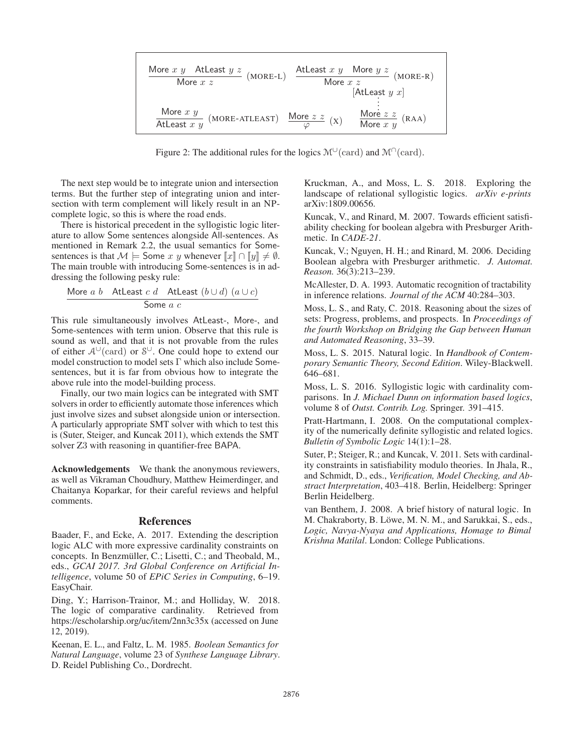$$\frac{\textsf{More } x\ y \quad \textsf{AtLeast } y\ z}{\textsf{More } x\ z}\ (\textsc{more-l}) \qquad \frac{\textsf{AtLeast } x\ y \quad \textsf{More } y\ z}{\textsf{More } x\ z}\ (\textsc{more-r})$$

$$\frac{\textsf{More } x\ y}{\textsf{AtLeast } x\ y}\ (\textsc{more-atleast}) \qquad \frac{\textsf{More } z\ z}{\varphi}\ (\textsc{x}) \qquad \frac{\begin{array}{c}[\textsf{AtLeast } y\ x]\\ \vdots \\ \textsf{More } z\ z\end{array}}{\textsf{More } x\ y}\ (\textsc{raa})$$

Figure 2: The additional rules for the logics $\mathcal{M}^{\cup}(\text{card})$ and $\mathcal{M}^{\cap}(\text{card})$.

The next step would be to integrate union and intersection terms. But the further step of integrating union and intersection with term complement will likely result in an NP-complete logic, so this is where the road ends.

There is historical precedent in the syllogistic logic literature to allow Some sentences alongside All-sentences. As mentioned in Remark 2.2, the usual semantics for Some-sentences is that $\mathcal{M} \models \textsf{Some } x\ y$ whenever $[\![x]\!] \cap [\![y]\!] \neq \emptyset$. The main trouble with introducing Some-sentences is in addressing the following pesky rule:

$$\frac{\textsf{More } a\ b \quad \textsf{AtLeast } c\ d \quad \textsf{AtLeast } (b \cup d)\ (a \cup c)}{\textsf{Some } a\ c}$$

This rule simultaneously involves AtLeast-, More-, and Some-sentences with term union. Observe that this rule is sound as well, and that it is not provable from the rules of either $\mathcal{A}^{\cup}(\text{card})$ or $\mathcal{S}^{\cup}$. One could hope to extend our model construction to model sets $\Gamma$ which also include Some-sentences, but it is far from obvious how to integrate the above rule into the model-building process.

Finally, our two main logics can be integrated with SMT solvers in order to efficiently automate those inferences which just involve sizes and subset alongside union or intersection. A particularly appropriate SMT solver with which to test this is (Suter, Steiger, and Kuncak 2011), which extends the SMT solver Z3 with reasoning in quantifier-free BAPA.

**Acknowledgements** We thank the anonymous reviewers, as well as Vikraman Choudhury, Matthew Heimerdinger, and Chaitanya Koparkar, for their careful reviews and helpful comments.

## References

Baader, F., and Ecke, A. 2017. Extending the description logic ALC with more expressive cardinality constraints on concepts. In Benzmüller, C.; Lisetti, C.; and Theobald, M., eds., *GCAI 2017. 3rd Global Conference on Artificial Intelligence*, volume 50 of *EPiC Series in Computing*, 6–19. EasyChair.

Ding, Y.; Harrison-Trainor, M.; and Holliday, W. 2018. The logic of comparative cardinality. Retrieved from https://escholarship.org/uc/item/2nn3c35x (accessed on June 12, 2019).

Keenan, E. L., and Faltz, L. M. 1985. *Boolean Semantics for Natural Language*, volume 23 of *Synthese Language Library*. D. Reidel Publishing Co., Dordrecht.

Kruckman, A., and Moss, L. S. 2018. Exploring the landscape of relational syllogistic logics. *arXiv e-prints* arXiv:1809.00656.

Kuncak, V., and Rinard, M. 2007. Towards efficient satisfiability checking for boolean algebra with Presburger Arithmetic. In *CADE-21*.

Kuncak, V.; Nguyen, H. H.; and Rinard, M. 2006. Deciding Boolean algebra with Presburger arithmetic. *J. Automat. Reason.* 36(3):213–239.

McAllester, D. A. 1993. Automatic recognition of tractability in inference relations. *Journal of the ACM* 40:284–303.

Moss, L. S., and Raty, C. 2018. Reasoning about the sizes of sets: Progress, problems, and prospects. In *Proceedings of the fourth Workshop on Bridging the Gap between Human and Automated Reasoning*, 33–39.

Moss, L. S. 2015. Natural logic. In *Handbook of Contemporary Semantic Theory, Second Edition*. Wiley-Blackwell. 646–681.

Moss, L. S. 2016. Syllogistic logic with cardinality comparisons. In *J. Michael Dunn on information based logics*, volume 8 of *Outst. Contrib. Log.* Springer. 391–415.

Pratt-Hartmann, I. 2008. On the computational complexity of the numerically definite syllogistic and related logics. *Bulletin of Symbolic Logic* 14(1):1–28.

Suter, P.; Steiger, R.; and Kuncak, V. 2011. Sets with cardinality constraints in satisfiability modulo theories. In Jhala, R., and Schmidt, D., eds., *Verification, Model Checking, and Abstract Interpretation*, 403–418. Berlin, Heidelberg: Springer Berlin Heidelberg.

van Benthem, J. 2008. A brief history of natural logic. In M. Chakraborty, B. Löwe, M. N. M., and Sarukkai, S., eds., *Logic, Navya-Nyaya and Applications, Homage to Bimal Krishna Matilal*. London: College Publications.